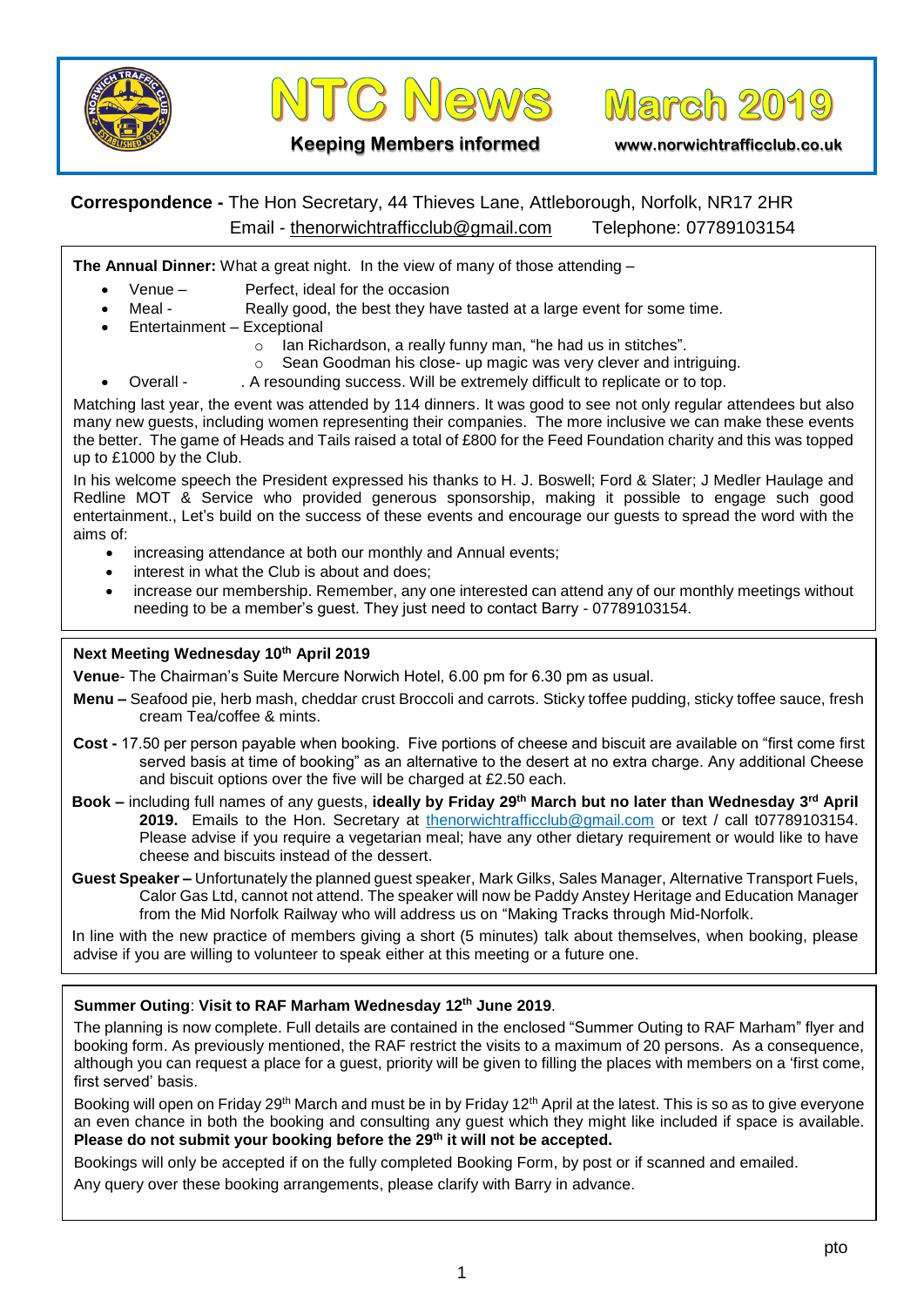# NTC News March 2019

**Keeping Members informed**

www.norwichtrafficclub.co.uk

**Correspondence -** The Hon Secretary, 44 Thieves Lane, Attleborough, Norfolk, NR17 2HR
Email - thenorwichtrafficclub@gmail.com Telephone: 07789103154

**The Annual Dinner:** What a great night. In the view of many of those attending –

- Venue – Perfect, ideal for the occasion
- Meal - Really good, the best they have tasted at a large event for some time.
- Entertainment – Exceptional
  - Ian Richardson, a really funny man, "he had us in stitches".
  - Sean Goodman his close- up magic was very clever and intriguing.
- Overall - . A resounding success. Will be extremely difficult to replicate or to top.

Matching last year, the event was attended by 114 dinners. It was good to see not only regular attendees but also many new guests, including women representing their companies. The more inclusive we can make these events the better. The game of Heads and Tails raised a total of £800 for the Feed Foundation charity and this was topped up to £1000 by the Club.

In his welcome speech the President expressed his thanks to H. J. Boswell; Ford & Slater; J Medler Haulage and Redline MOT & Service who provided generous sponsorship, making it possible to engage such good entertainment., Let's build on the success of these events and encourage our guests to spread the word with the aims of:

- increasing attendance at both our monthly and Annual events;
- interest in what the Club is about and does;
- increase our membership. Remember, any one interested can attend any of our monthly meetings without needing to be a member's guest. They just need to contact Barry - 07789103154.

**Next Meeting Wednesday 10th April 2019**

**Venue**- The Chairman's Suite Mercure Norwich Hotel, 6.00 pm for 6.30 pm as usual.

**Menu –** Seafood pie, herb mash, cheddar crust Broccoli and carrots. Sticky toffee pudding, sticky toffee sauce, fresh cream Tea/coffee & mints.

**Cost -** 17.50 per person payable when booking. Five portions of cheese and biscuit are available on "first come first served basis at time of booking" as an alternative to the desert at no extra charge. Any additional Cheese and biscuit options over the five will be charged at £2.50 each.

**Book –** including full names of any guests, **ideally by Friday 29th March but no later than Wednesday 3rd April 2019.** Emails to the Hon. Secretary at thenorwichtrafficclub@gmail.com or text / call t07789103154. Please advise if you require a vegetarian meal; have any other dietary requirement or would like to have cheese and biscuits instead of the dessert.

**Guest Speaker –** Unfortunately the planned guest speaker, Mark Gilks, Sales Manager, Alternative Transport Fuels, Calor Gas Ltd, cannot not attend. The speaker will now be Paddy Anstey Heritage and Education Manager from the Mid Norfolk Railway who will address us on "Making Tracks through Mid-Norfolk.

In line with the new practice of members giving a short (5 minutes) talk about themselves, when booking, please advise if you are willing to volunteer to speak either at this meeting or a future one.

**Summer Outing**: **Visit to RAF Marham Wednesday 12th June 2019**.

The planning is now complete. Full details are contained in the enclosed "Summer Outing to RAF Marham" flyer and booking form. As previously mentioned, the RAF restrict the visits to a maximum of 20 persons. As a consequence, although you can request a place for a guest, priority will be given to filling the places with members on a 'first come, first served' basis.

Booking will open on Friday 29th March and must be in by Friday 12th April at the latest. This is so as to give everyone an even chance in both the booking and consulting any guest which they might like included if space is available. **Please do not submit your booking before the 29th it will not be accepted.**

Bookings will only be accepted if on the fully completed Booking Form, by post or if scanned and emailed.

Any query over these booking arrangements, please clarify with Barry in advance.

pto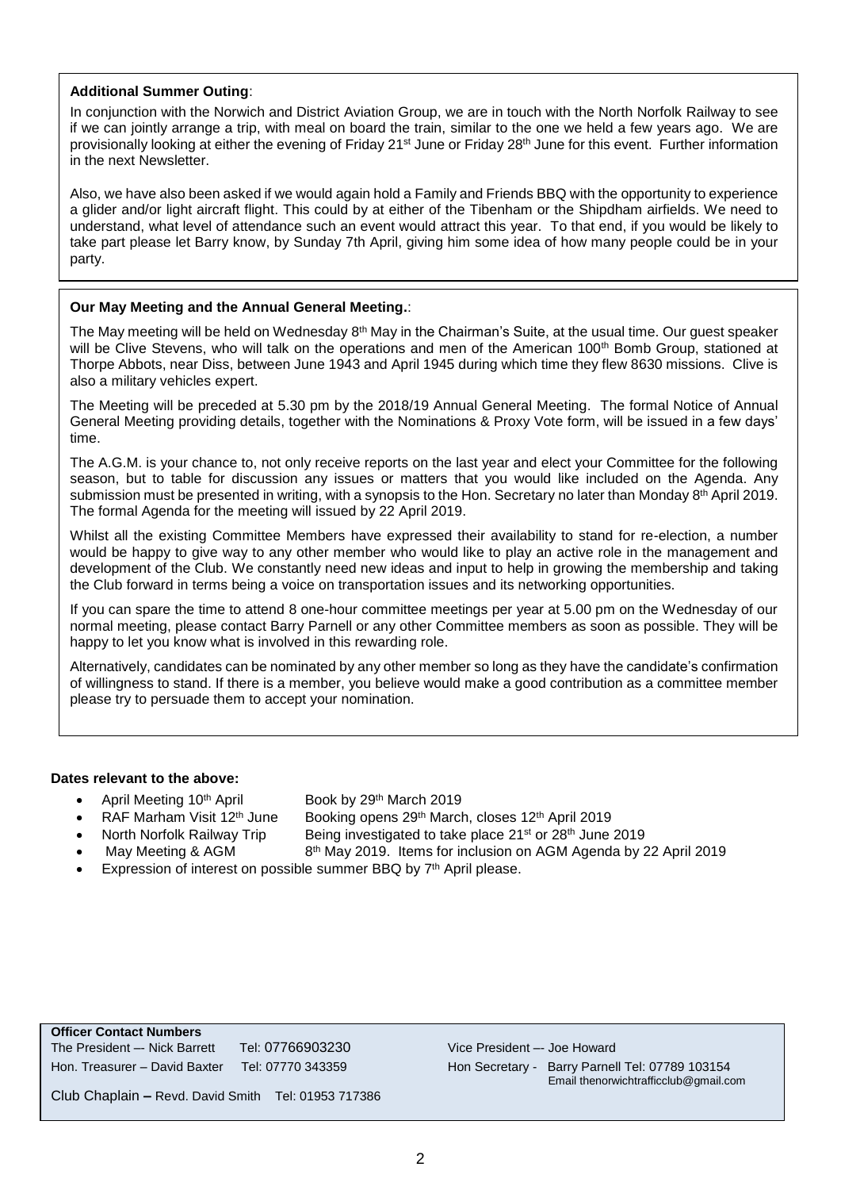**Additional Summer Outing**:

In conjunction with the Norwich and District Aviation Group, we are in touch with the North Norfolk Railway to see if we can jointly arrange a trip, with meal on board the train, similar to the one we held a few years ago. We are provisionally looking at either the evening of Friday 21st June or Friday 28th June for this event. Further information in the next Newsletter.

Also, we have also been asked if we would again hold a Family and Friends BBQ with the opportunity to experience a glider and/or light aircraft flight. This could by at either of the Tibenham or the Shipdham airfields. We need to understand, what level of attendance such an event would attract this year. To that end, if you would be likely to take part please let Barry know, by Sunday 7th April, giving him some idea of how many people could be in your party.

**Our May Meeting and the Annual General Meeting.**:

The May meeting will be held on Wednesday 8th May in the Chairman's Suite, at the usual time. Our guest speaker will be Clive Stevens, who will talk on the operations and men of the American 100th Bomb Group, stationed at Thorpe Abbots, near Diss, between June 1943 and April 1945 during which time they flew 8630 missions. Clive is also a military vehicles expert.

The Meeting will be preceded at 5.30 pm by the 2018/19 Annual General Meeting. The formal Notice of Annual General Meeting providing details, together with the Nominations & Proxy Vote form, will be issued in a few days' time.

The A.G.M. is your chance to, not only receive reports on the last year and elect your Committee for the following season, but to table for discussion any issues or matters that you would like included on the Agenda. Any submission must be presented in writing, with a synopsis to the Hon. Secretary no later than Monday 8th April 2019. The formal Agenda for the meeting will issued by 22 April 2019.

Whilst all the existing Committee Members have expressed their availability to stand for re-election, a number would be happy to give way to any other member who would like to play an active role in the management and development of the Club. We constantly need new ideas and input to help in growing the membership and taking the Club forward in terms being a voice on transportation issues and its networking opportunities.

If you can spare the time to attend 8 one-hour committee meetings per year at 5.00 pm on the Wednesday of our normal meeting, please contact Barry Parnell or any other Committee members as soon as possible. They will be happy to let you know what is involved in this rewarding role.

Alternatively, candidates can be nominated by any other member so long as they have the candidate's confirmation of willingness to stand. If there is a member, you believe would make a good contribution as a committee member please try to persuade them to accept your nomination.

**Dates relevant to the above:**

- April Meeting 10th April — Book by 29th March 2019
- RAF Marham Visit 12th June — Booking opens 29th March, closes 12th April 2019
- North Norfolk Railway Trip — Being investigated to take place 21st or 28th June 2019
- May Meeting & AGM — 8th May 2019. Items for inclusion on AGM Agenda by 22 April 2019
- Expression of interest on possible summer BBQ by 7th April please.

**Officer Contact Numbers**

The President –- Nick Barrett Tel: 07766903230

Vice President –- Joe Howard

Hon. Treasurer – David Baxter Tel: 07770 343359

Hon Secretary - Barry Parnell Tel: 07789 103154
Email thenorwichtrafficclub@gmail.com

Club Chaplain – Revd. David Smith Tel: 01953 717386